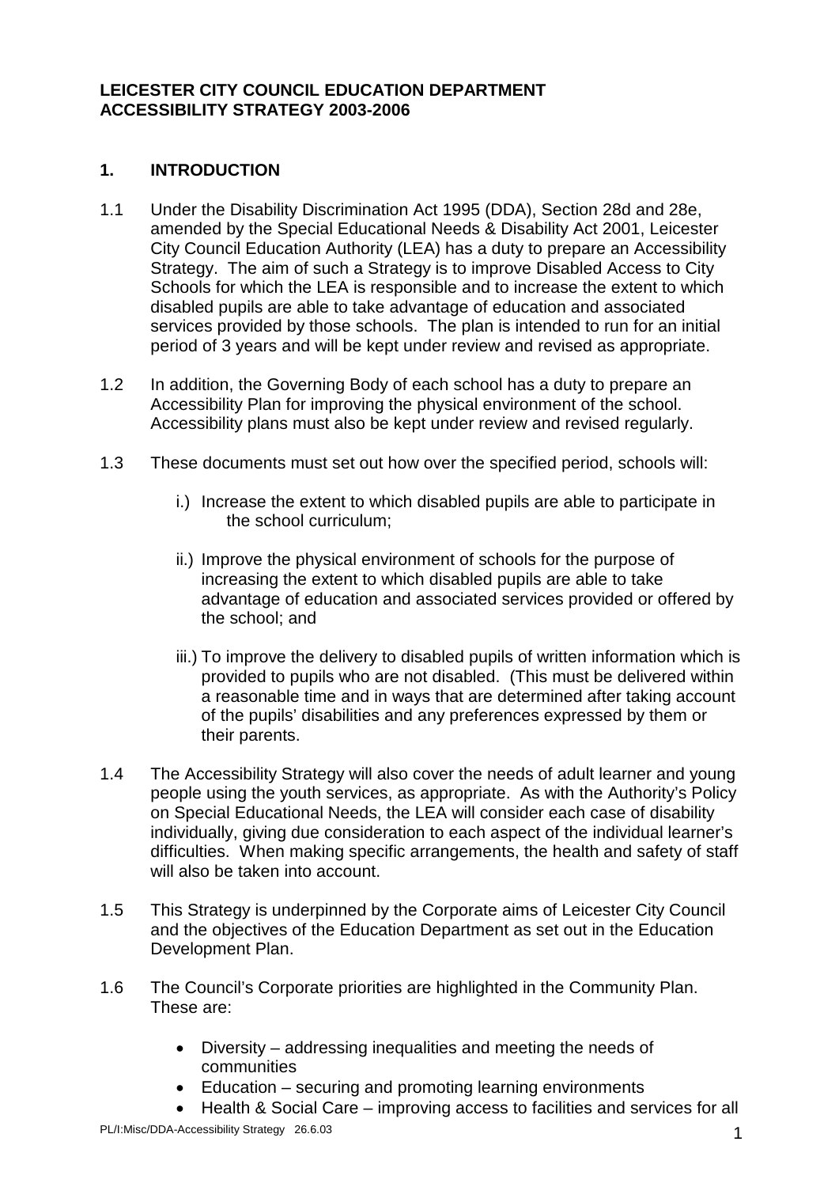**LEICESTER CITY COUNCIL EDUCATION DEPARTMENT**
**ACCESSIBILITY STRATEGY 2003-2006**

## 1. INTRODUCTION

1.1 Under the Disability Discrimination Act 1995 (DDA), Section 28d and 28e, amended by the Special Educational Needs & Disability Act 2001, Leicester City Council Education Authority (LEA) has a duty to prepare an Accessibility Strategy. The aim of such a Strategy is to improve Disabled Access to City Schools for which the LEA is responsible and to increase the extent to which disabled pupils are able to take advantage of education and associated services provided by those schools. The plan is intended to run for an initial period of 3 years and will be kept under review and revised as appropriate.

1.2 In addition, the Governing Body of each school has a duty to prepare an Accessibility Plan for improving the physical environment of the school. Accessibility plans must also be kept under review and revised regularly.

1.3 These documents must set out how over the specified period, schools will:

i.) Increase the extent to which disabled pupils are able to participate in the school curriculum;

ii.) Improve the physical environment of schools for the purpose of increasing the extent to which disabled pupils are able to take advantage of education and associated services provided or offered by the school; and

iii.) To improve the delivery to disabled pupils of written information which is provided to pupils who are not disabled. (This must be delivered within a reasonable time and in ways that are determined after taking account of the pupils' disabilities and any preferences expressed by them or their parents.

1.4 The Accessibility Strategy will also cover the needs of adult learner and young people using the youth services, as appropriate. As with the Authority's Policy on Special Educational Needs, the LEA will consider each case of disability individually, giving due consideration to each aspect of the individual learner's difficulties. When making specific arrangements, the health and safety of staff will also be taken into account.

1.5 This Strategy is underpinned by the Corporate aims of Leicester City Council and the objectives of the Education Department as set out in the Education Development Plan.

1.6 The Council's Corporate priorities are highlighted in the Community Plan. These are:

- Diversity – addressing inequalities and meeting the needs of communities
- Education – securing and promoting learning environments
- Health & Social Care – improving access to facilities and services for all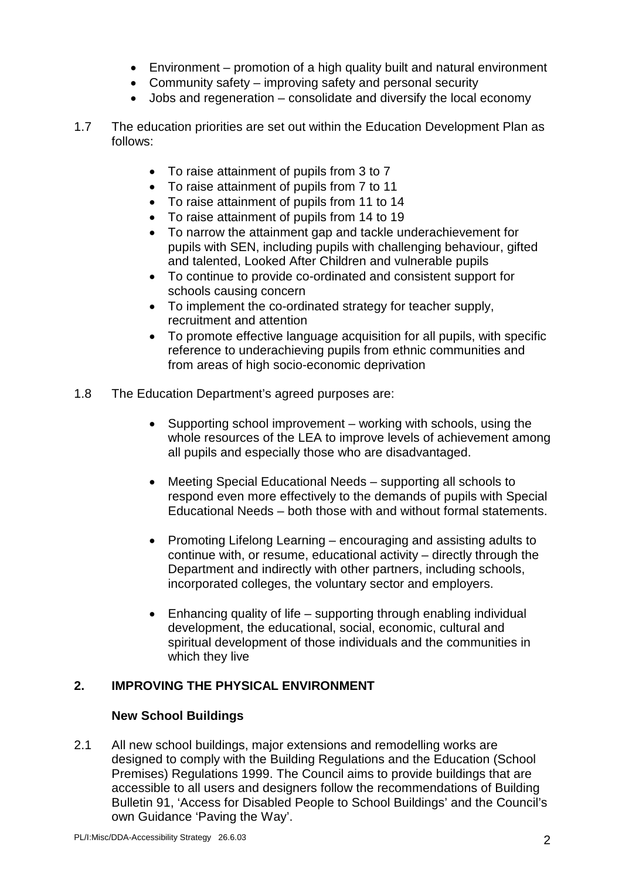- Environment – promotion of a high quality built and natural environment
- Community safety – improving safety and personal security
- Jobs and regeneration – consolidate and diversify the local economy

1.7 The education priorities are set out within the Education Development Plan as follows:

- To raise attainment of pupils from 3 to 7
- To raise attainment of pupils from 7 to 11
- To raise attainment of pupils from 11 to 14
- To raise attainment of pupils from 14 to 19
- To narrow the attainment gap and tackle underachievement for pupils with SEN, including pupils with challenging behaviour, gifted and talented, Looked After Children and vulnerable pupils
- To continue to provide co-ordinated and consistent support for schools causing concern
- To implement the co-ordinated strategy for teacher supply, recruitment and attention
- To promote effective language acquisition for all pupils, with specific reference to underachieving pupils from ethnic communities and from areas of high socio-economic deprivation

1.8 The Education Department's agreed purposes are:

- Supporting school improvement – working with schools, using the whole resources of the LEA to improve levels of achievement among all pupils and especially those who are disadvantaged.

- Meeting Special Educational Needs – supporting all schools to respond even more effectively to the demands of pupils with Special Educational Needs – both those with and without formal statements.

- Promoting Lifelong Learning – encouraging and assisting adults to continue with, or resume, educational activity – directly through the Department and indirectly with other partners, including schools, incorporated colleges, the voluntary sector and employers.

- Enhancing quality of life – supporting through enabling individual development, the educational, social, economic, cultural and spiritual development of those individuals and the communities in which they live

## 2. IMPROVING THE PHYSICAL ENVIRONMENT

### New School Buildings

2.1 All new school buildings, major extensions and remodelling works are designed to comply with the Building Regulations and the Education (School Premises) Regulations 1999. The Council aims to provide buildings that are accessible to all users and designers follow the recommendations of Building Bulletin 91, 'Access for Disabled People to School Buildings' and the Council's own Guidance 'Paving the Way'.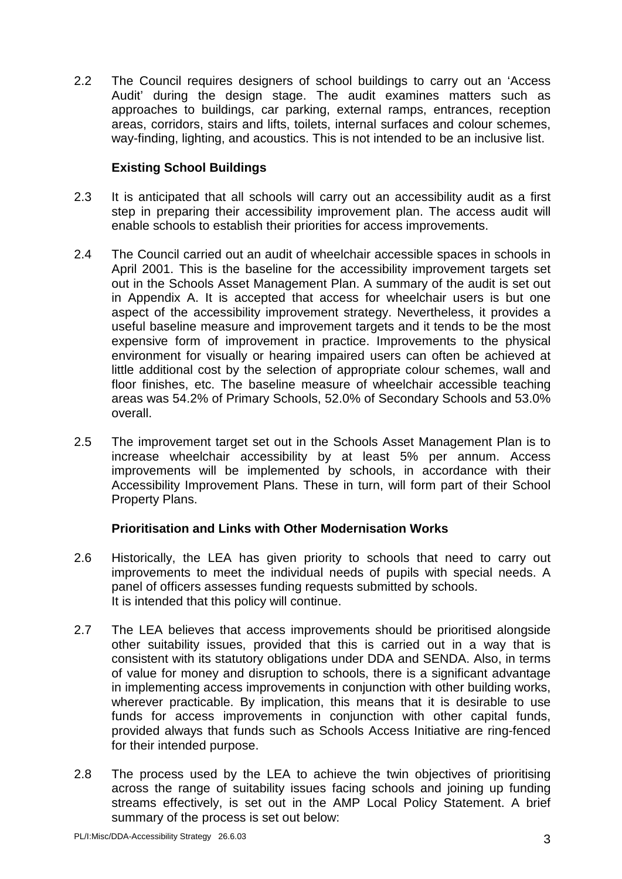2.2 The Council requires designers of school buildings to carry out an 'Access Audit' during the design stage. The audit examines matters such as approaches to buildings, car parking, external ramps, entrances, reception areas, corridors, stairs and lifts, toilets, internal surfaces and colour schemes, way-finding, lighting, and acoustics. This is not intended to be an inclusive list.

**Existing School Buildings**

2.3 It is anticipated that all schools will carry out an accessibility audit as a first step in preparing their accessibility improvement plan. The access audit will enable schools to establish their priorities for access improvements.

2.4 The Council carried out an audit of wheelchair accessible spaces in schools in April 2001. This is the baseline for the accessibility improvement targets set out in the Schools Asset Management Plan. A summary of the audit is set out in Appendix A. It is accepted that access for wheelchair users is but one aspect of the accessibility improvement strategy. Nevertheless, it provides a useful baseline measure and improvement targets and it tends to be the most expensive form of improvement in practice. Improvements to the physical environment for visually or hearing impaired users can often be achieved at little additional cost by the selection of appropriate colour schemes, wall and floor finishes, etc. The baseline measure of wheelchair accessible teaching areas was 54.2% of Primary Schools, 52.0% of Secondary Schools and 53.0% overall.

2.5 The improvement target set out in the Schools Asset Management Plan is to increase wheelchair accessibility by at least 5% per annum. Access improvements will be implemented by schools, in accordance with their Accessibility Improvement Plans. These in turn, will form part of their School Property Plans.

**Prioritisation and Links with Other Modernisation Works**

2.6 Historically, the LEA has given priority to schools that need to carry out improvements to meet the individual needs of pupils with special needs. A panel of officers assesses funding requests submitted by schools. It is intended that this policy will continue.

2.7 The LEA believes that access improvements should be prioritised alongside other suitability issues, provided that this is carried out in a way that is consistent with its statutory obligations under DDA and SENDA. Also, in terms of value for money and disruption to schools, there is a significant advantage in implementing access improvements in conjunction with other building works, wherever practicable. By implication, this means that it is desirable to use funds for access improvements in conjunction with other capital funds, provided always that funds such as Schools Access Initiative are ring-fenced for their intended purpose.

2.8 The process used by the LEA to achieve the twin objectives of prioritising across the range of suitability issues facing schools and joining up funding streams effectively, is set out in the AMP Local Policy Statement. A brief summary of the process is set out below: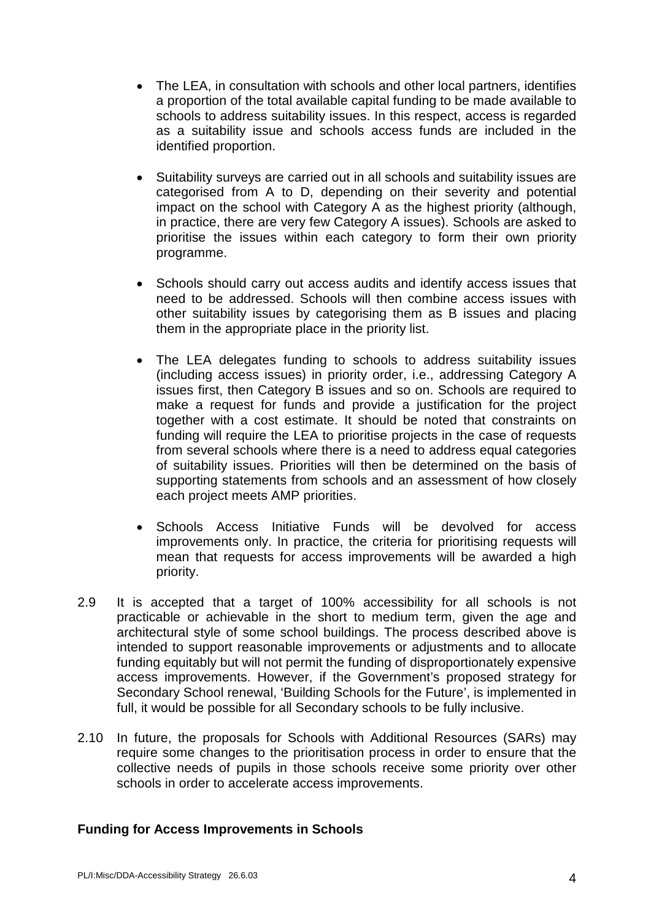- The LEA, in consultation with schools and other local partners, identifies a proportion of the total available capital funding to be made available to schools to address suitability issues. In this respect, access is regarded as a suitability issue and schools access funds are included in the identified proportion.

- Suitability surveys are carried out in all schools and suitability issues are categorised from A to D, depending on their severity and potential impact on the school with Category A as the highest priority (although, in practice, there are very few Category A issues). Schools are asked to prioritise the issues within each category to form their own priority programme.

- Schools should carry out access audits and identify access issues that need to be addressed. Schools will then combine access issues with other suitability issues by categorising them as B issues and placing them in the appropriate place in the priority list.

- The LEA delegates funding to schools to address suitability issues (including access issues) in priority order, i.e., addressing Category A issues first, then Category B issues and so on. Schools are required to make a request for funds and provide a justification for the project together with a cost estimate. It should be noted that constraints on funding will require the LEA to prioritise projects in the case of requests from several schools where there is a need to address equal categories of suitability issues. Priorities will then be determined on the basis of supporting statements from schools and an assessment of how closely each project meets AMP priorities.

- Schools Access Initiative Funds will be devolved for access improvements only. In practice, the criteria for prioritising requests will mean that requests for access improvements will be awarded a high priority.

2.9 It is accepted that a target of 100% accessibility for all schools is not practicable or achievable in the short to medium term, given the age and architectural style of some school buildings. The process described above is intended to support reasonable improvements or adjustments and to allocate funding equitably but will not permit the funding of disproportionately expensive access improvements. However, if the Government's proposed strategy for Secondary School renewal, 'Building Schools for the Future', is implemented in full, it would be possible for all Secondary schools to be fully inclusive.

2.10 In future, the proposals for Schools with Additional Resources (SARs) may require some changes to the prioritisation process in order to ensure that the collective needs of pupils in those schools receive some priority over other schools in order to accelerate access improvements.

**Funding for Access Improvements in Schools**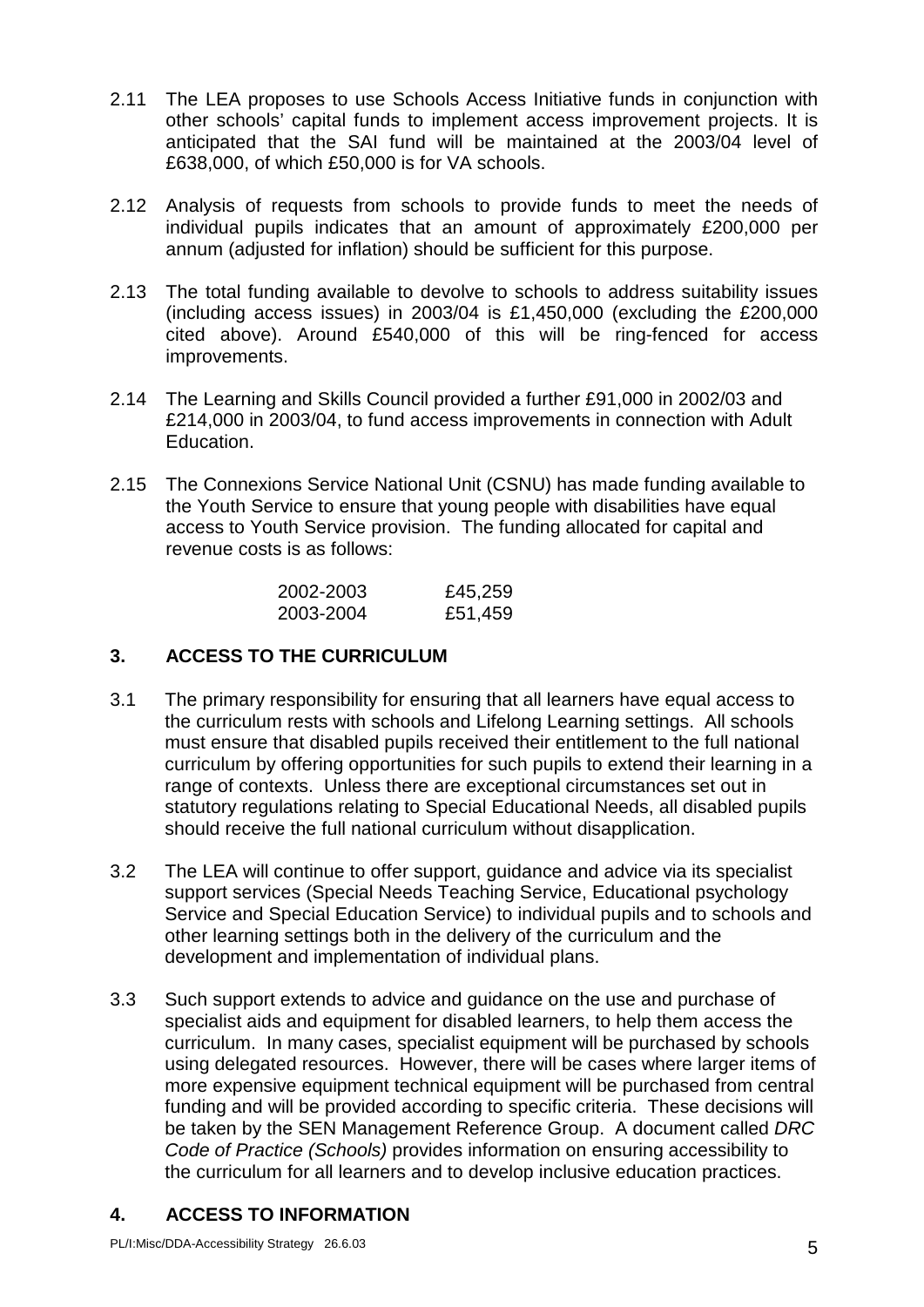2.11 The LEA proposes to use Schools Access Initiative funds in conjunction with other schools' capital funds to implement access improvement projects. It is anticipated that the SAI fund will be maintained at the 2003/04 level of £638,000, of which £50,000 is for VA schools.

2.12 Analysis of requests from schools to provide funds to meet the needs of individual pupils indicates that an amount of approximately £200,000 per annum (adjusted for inflation) should be sufficient for this purpose.

2.13 The total funding available to devolve to schools to address suitability issues (including access issues) in 2003/04 is £1,450,000 (excluding the £200,000 cited above). Around £540,000 of this will be ring-fenced for access improvements.

2.14 The Learning and Skills Council provided a further £91,000 in 2002/03 and £214,000 in 2003/04, to fund access improvements in connection with Adult Education.

2.15 The Connexions Service National Unit (CSNU) has made funding available to the Youth Service to ensure that young people with disabilities have equal access to Youth Service provision. The funding allocated for capital and revenue costs is as follows:

| | |
|---|---|
| 2002-2003 | £45,259 |
| 2003-2004 | £51,459 |

## 3. ACCESS TO THE CURRICULUM

3.1 The primary responsibility for ensuring that all learners have equal access to the curriculum rests with schools and Lifelong Learning settings. All schools must ensure that disabled pupils received their entitlement to the full national curriculum by offering opportunities for such pupils to extend their learning in a range of contexts. Unless there are exceptional circumstances set out in statutory regulations relating to Special Educational Needs, all disabled pupils should receive the full national curriculum without disapplication.

3.2 The LEA will continue to offer support, guidance and advice via its specialist support services (Special Needs Teaching Service, Educational psychology Service and Special Education Service) to individual pupils and to schools and other learning settings both in the delivery of the curriculum and the development and implementation of individual plans.

3.3 Such support extends to advice and guidance on the use and purchase of specialist aids and equipment for disabled learners, to help them access the curriculum. In many cases, specialist equipment will be purchased by schools using delegated resources. However, there will be cases where larger items of more expensive equipment technical equipment will be purchased from central funding and will be provided according to specific criteria. These decisions will be taken by the SEN Management Reference Group. A document called *DRC Code of Practice (Schools)* provides information on ensuring accessibility to the curriculum for all learners and to develop inclusive education practices.

## 4. ACCESS TO INFORMATION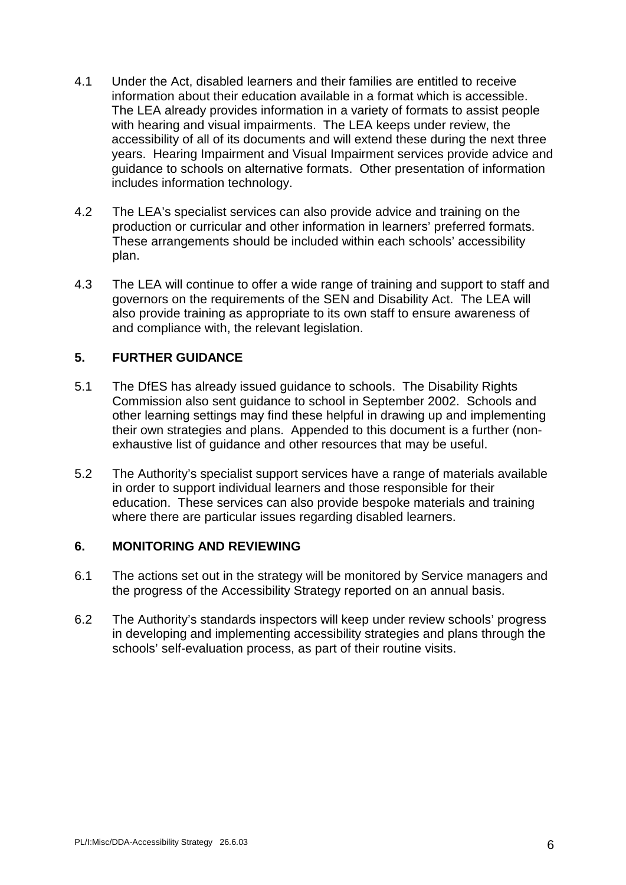4.1 Under the Act, disabled learners and their families are entitled to receive information about their education available in a format which is accessible. The LEA already provides information in a variety of formats to assist people with hearing and visual impairments. The LEA keeps under review, the accessibility of all of its documents and will extend these during the next three years. Hearing Impairment and Visual Impairment services provide advice and guidance to schools on alternative formats. Other presentation of information includes information technology.

4.2 The LEA's specialist services can also provide advice and training on the production or curricular and other information in learners' preferred formats. These arrangements should be included within each schools' accessibility plan.

4.3 The LEA will continue to offer a wide range of training and support to staff and governors on the requirements of the SEN and Disability Act. The LEA will also provide training as appropriate to its own staff to ensure awareness of and compliance with, the relevant legislation.

## 5. FURTHER GUIDANCE

5.1 The DfES has already issued guidance to schools. The Disability Rights Commission also sent guidance to school in September 2002. Schools and other learning settings may find these helpful in drawing up and implementing their own strategies and plans. Appended to this document is a further (non-exhaustive list of guidance and other resources that may be useful.

5.2 The Authority's specialist support services have a range of materials available in order to support individual learners and those responsible for their education. These services can also provide bespoke materials and training where there are particular issues regarding disabled learners.

## 6. MONITORING AND REVIEWING

6.1 The actions set out in the strategy will be monitored by Service managers and the progress of the Accessibility Strategy reported on an annual basis.

6.2 The Authority's standards inspectors will keep under review schools' progress in developing and implementing accessibility strategies and plans through the schools' self-evaluation process, as part of their routine visits.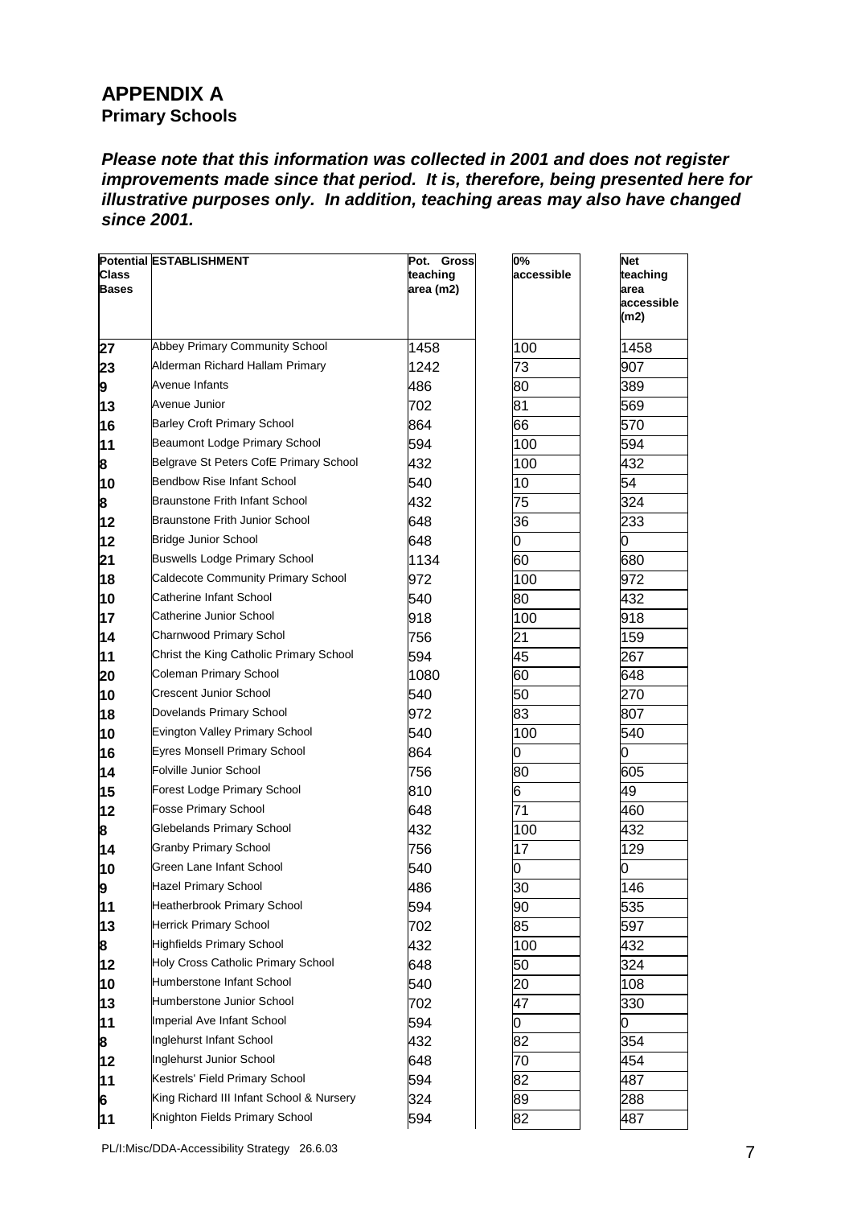# APPENDIX A

**Primary Schools**

***Please note that this information was collected in 2001 and does not register improvements made since that period. It is, therefore, being presented here for illustrative purposes only. In addition, teaching areas may also have changed since 2001.***

| Potential Class Bases | ESTABLISHMENT | Pot. Gross teaching area (m2) | 0% accessible | Net teaching area accessible (m2) |
|---|---|---|---|---|
| 27 | Abbey Primary Community School | 1458 | 100 | 1458 |
| 23 | Alderman Richard Hallam Primary | 1242 | 73 | 907 |
| 9 | Avenue Infants | 486 | 80 | 389 |
| 13 | Avenue Junior | 702 | 81 | 569 |
| 16 | Barley Croft Primary School | 864 | 66 | 570 |
| 11 | Beaumont Lodge Primary School | 594 | 100 | 594 |
| 8 | Belgrave St Peters CofE Primary School | 432 | 100 | 432 |
| 10 | Bendbow Rise Infant School | 540 | 10 | 54 |
| 8 | Braunstone Frith Infant School | 432 | 75 | 324 |
| 12 | Braunstone Frith Junior School | 648 | 36 | 233 |
| 12 | Bridge Junior School | 648 | 0 | 0 |
| 21 | Buswells Lodge Primary School | 1134 | 60 | 680 |
| 18 | Caldecote Community Primary School | 972 | 100 | 972 |
| 10 | Catherine Infant School | 540 | 80 | 432 |
| 17 | Catherine Junior School | 918 | 100 | 918 |
| 14 | Charnwood Primary Schol | 756 | 21 | 159 |
| 11 | Christ the King Catholic Primary School | 594 | 45 | 267 |
| 20 | Coleman Primary School | 1080 | 60 | 648 |
| 10 | Crescent Junior School | 540 | 50 | 270 |
| 18 | Dovelands Primary School | 972 | 83 | 807 |
| 10 | Evington Valley Primary School | 540 | 100 | 540 |
| 16 | Eyres Monsell Primary School | 864 | 0 | 0 |
| 14 | Folville Junior School | 756 | 80 | 605 |
| 15 | Forest Lodge Primary School | 810 | 6 | 49 |
| 12 | Fosse Primary School | 648 | 71 | 460 |
| 8 | Glebelands Primary School | 432 | 100 | 432 |
| 14 | Granby Primary School | 756 | 17 | 129 |
| 10 | Green Lane Infant School | 540 | 0 | 0 |
| 9 | Hazel Primary School | 486 | 30 | 146 |
| 11 | Heatherbrook Primary School | 594 | 90 | 535 |
| 13 | Herrick Primary School | 702 | 85 | 597 |
| 8 | Highfields Primary School | 432 | 100 | 432 |
| 12 | Holy Cross Catholic Primary School | 648 | 50 | 324 |
| 10 | Humberstone Infant School | 540 | 20 | 108 |
| 13 | Humberstone Junior School | 702 | 47 | 330 |
| 11 | Imperial Ave Infant School | 594 | 0 | 0 |
| 8 | Inglehurst Infant School | 432 | 82 | 354 |
| 12 | Inglehurst Junior School | 648 | 70 | 454 |
| 11 | Kestrels' Field Primary School | 594 | 82 | 487 |
| 6 | King Richard III Infant School & Nursery | 324 | 89 | 288 |
| 11 | Knighton Fields Primary School | 594 | 82 | 487 |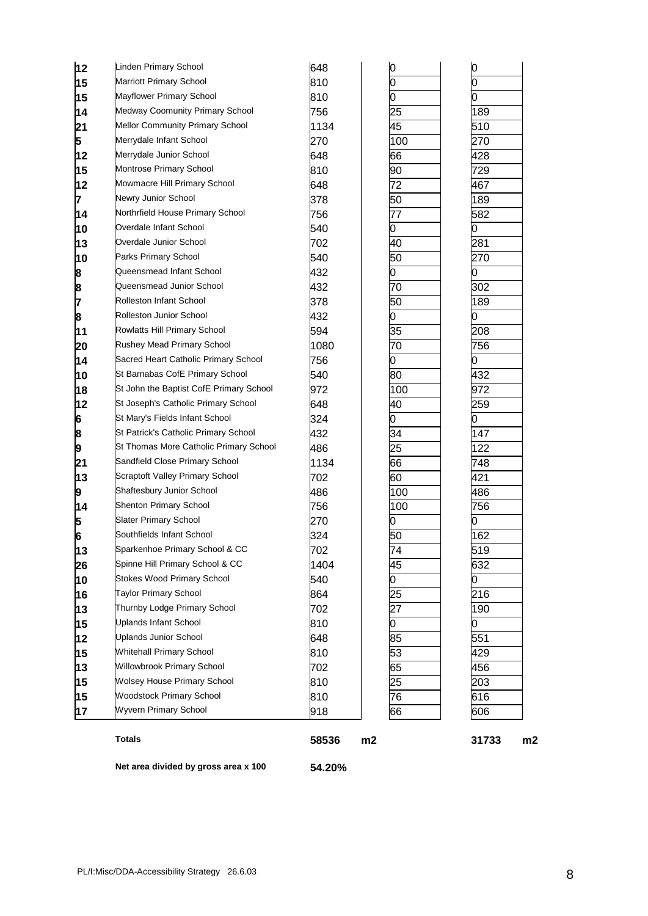| | | | | |
|---|---|---|---|---|
| 12 | Linden Primary School | 648 | 0 | 0 |
| 15 | Marriott Primary School | 810 | 0 | 0 |
| 15 | Mayflower Primary School | 810 | 0 | 0 |
| 14 | Medway Coomunity Primary School | 756 | 25 | 189 |
| 21 | Mellor Community Primary School | 1134 | 45 | 510 |
| 5 | Merrydale Infant School | 270 | 100 | 270 |
| 12 | Merrydale Junior School | 648 | 66 | 428 |
| 15 | Montrose Primary School | 810 | 90 | 729 |
| 12 | Mowmacre Hill Primary School | 648 | 72 | 467 |
| 7 | Newry Junior School | 378 | 50 | 189 |
| 14 | Northrfield House Primary School | 756 | 77 | 582 |
| 10 | Overdale Infant School | 540 | 0 | 0 |
| 13 | Overdale Junior School | 702 | 40 | 281 |
| 10 | Parks Primary School | 540 | 50 | 270 |
| 8 | Queensmead Infant School | 432 | 0 | 0 |
| 8 | Queensmead Junior School | 432 | 70 | 302 |
| 7 | Rolleston Infant School | 378 | 50 | 189 |
| 8 | Rolleston Junior School | 432 | 0 | 0 |
| 11 | Rowlatts Hill Primary School | 594 | 35 | 208 |
| 20 | Rushey Mead Primary School | 1080 | 70 | 756 |
| 14 | Sacred Heart Catholic Primary School | 756 | 0 | 0 |
| 10 | St Barnabas CofE Primary School | 540 | 80 | 432 |
| 18 | St John the Baptist CofE Primary School | 972 | 100 | 972 |
| 12 | St Joseph's Catholic Primary School | 648 | 40 | 259 |
| 6 | St Mary's Fields Infant School | 324 | 0 | 0 |
| 8 | St Patrick's Catholic Primary School | 432 | 34 | 147 |
| 9 | St Thomas More Catholic Primary School | 486 | 25 | 122 |
| 21 | Sandfield Close Primary School | 1134 | 66 | 748 |
| 13 | Scraptoft Valley Primary School | 702 | 60 | 421 |
| 9 | Shaftesbury Junior School | 486 | 100 | 486 |
| 14 | Shenton Primary School | 756 | 100 | 756 |
| 5 | Slater Primary School | 270 | 0 | 0 |
| 6 | Southfields Infant School | 324 | 50 | 162 |
| 13 | Sparkenhoe Primary School & CC | 702 | 74 | 519 |
| 26 | Spinne Hill Primary School & CC | 1404 | 45 | 632 |
| 10 | Stokes Wood Primary School | 540 | 0 | 0 |
| 16 | Taylor Primary School | 864 | 25 | 216 |
| 13 | Thurnby Lodge Primary School | 702 | 27 | 190 |
| 15 | Uplands Infant School | 810 | 0 | 0 |
| 12 | Uplands Junior School | 648 | 85 | 551 |
| 15 | Whitehall Primary School | 810 | 53 | 429 |
| 13 | Willowbrook Primary School | 702 | 65 | 456 |
| 15 | Wolsey House Primary School | 810 | 25 | 203 |
| 15 | Woodstock Primary School | 810 | 76 | 616 |
| 17 | Wyvern Primary School | 918 | 66 | 606 |
| | **Totals** | **58536 m2** | | **31733 m2** |
| | **Net area divided by gross area x 100** | **54.20%** | | |

PL/I:Misc/DDA-Accessibility Strategy 26.6.03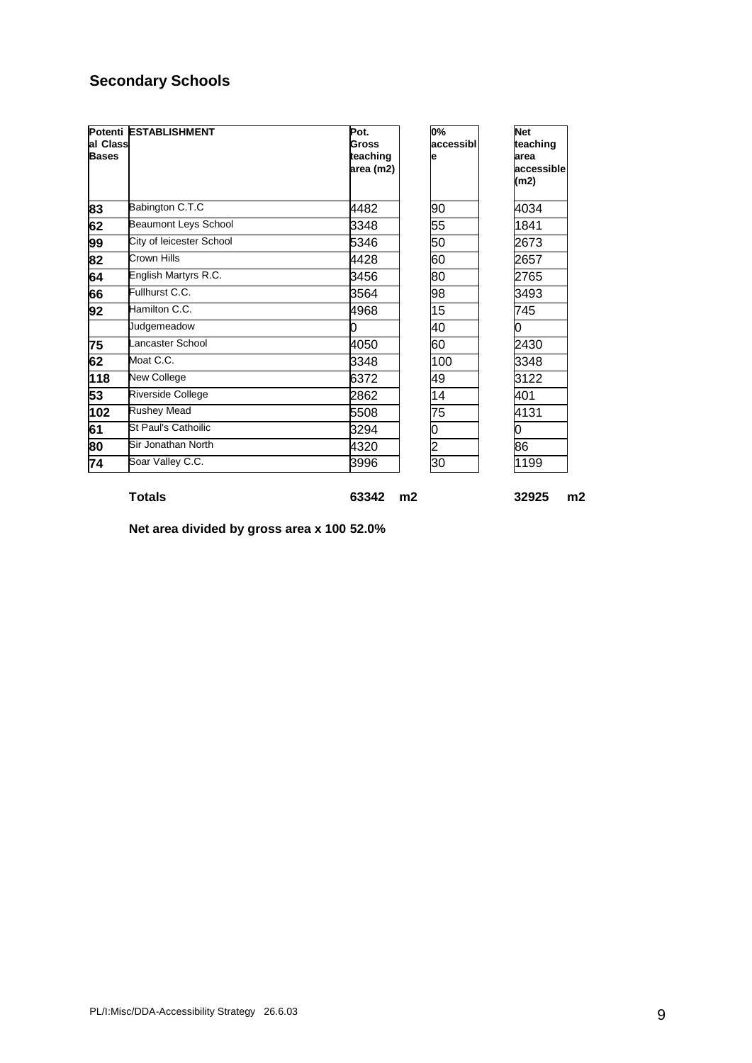## Secondary Schools

| Potential Class Bases | ESTABLISHMENT | Pot. Gross teaching area (m2) | 0% accessible | Net teaching area accessible (m2) |
|---|---|---|---|---|
| 83 | Babington C.T.C | 4482 | 90 | 4034 |
| 62 | Beaumont Leys School | 3348 | 55 | 1841 |
| 99 | City of leicester School | 5346 | 50 | 2673 |
| 82 | Crown Hills | 4428 | 60 | 2657 |
| 64 | English Martyrs R.C. | 3456 | 80 | 2765 |
| 66 | Fullhurst C.C. | 3564 | 98 | 3493 |
| 92 | Hamilton C.C. | 4968 | 15 | 745 |
| | Judgemeadow | 0 | 40 | 0 |
| 75 | Lancaster School | 4050 | 60 | 2430 |
| 62 | Moat C.C. | 3348 | 100 | 3348 |
| 118 | New College | 6372 | 49 | 3122 |
| 53 | Riverside College | 2862 | 14 | 401 |
| 102 | Rushey Mead | 5508 | 75 | 4131 |
| 61 | St Paul's Cathoilic | 3294 | 0 | 0 |
| 80 | Sir Jonathan North | 4320 | 2 | 86 |
| 74 | Soar Valley C.C. | 3996 | 30 | 1199 |
| | **Totals** | **63342 m2** | | **32925 m2** |

**Net area divided by gross area x 100 52.0%**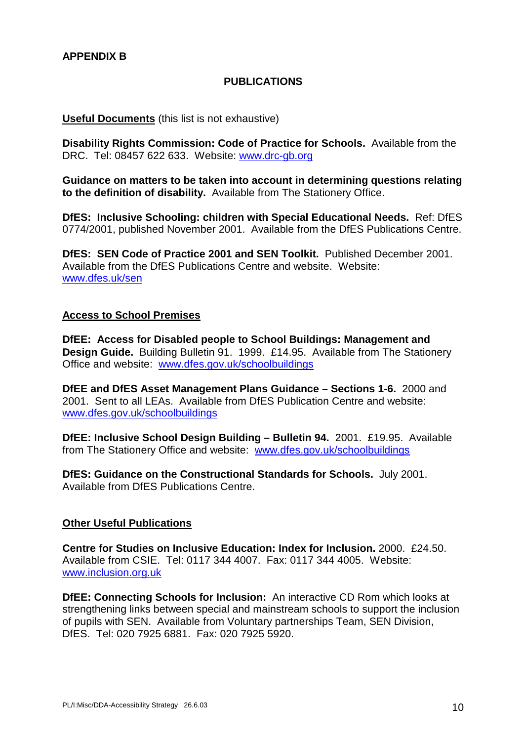**APPENDIX B**

## PUBLICATIONS

**Useful Documents** (this list is not exhaustive)

**Disability Rights Commission: Code of Practice for Schools.** Available from the DRC. Tel: 08457 622 633. Website: www.drc-gb.org

**Guidance on matters to be taken into account in determining questions relating to the definition of disability.** Available from The Stationery Office.

**DfES: Inclusive Schooling: children with Special Educational Needs.** Ref: DfES 0774/2001, published November 2001. Available from the DfES Publications Centre.

**DfES: SEN Code of Practice 2001 and SEN Toolkit.** Published December 2001. Available from the DfES Publications Centre and website. Website: www.dfes.uk/sen

**Access to School Premises**

**DfEE: Access for Disabled people to School Buildings: Management and Design Guide.** Building Bulletin 91. 1999. £14.95. Available from The Stationery Office and website: www.dfes.gov.uk/schoolbuildings

**DfEE and DfES Asset Management Plans Guidance – Sections 1-6.** 2000 and 2001. Sent to all LEAs. Available from DfES Publication Centre and website: www.dfes.gov.uk/schoolbuildings

**DfEE: Inclusive School Design Building – Bulletin 94.** 2001. £19.95. Available from The Stationery Office and website: www.dfes.gov.uk/schoolbuildings

**DfES: Guidance on the Constructional Standards for Schools.** July 2001. Available from DfES Publications Centre.

**Other Useful Publications**

**Centre for Studies on Inclusive Education: Index for Inclusion.** 2000. £24.50. Available from CSIE. Tel: 0117 344 4007. Fax: 0117 344 4005. Website: www.inclusion.org.uk

**DfEE: Connecting Schools for Inclusion:** An interactive CD Rom which looks at strengthening links between special and mainstream schools to support the inclusion of pupils with SEN. Available from Voluntary partnerships Team, SEN Division, DfES. Tel: 020 7925 6881. Fax: 020 7925 5920.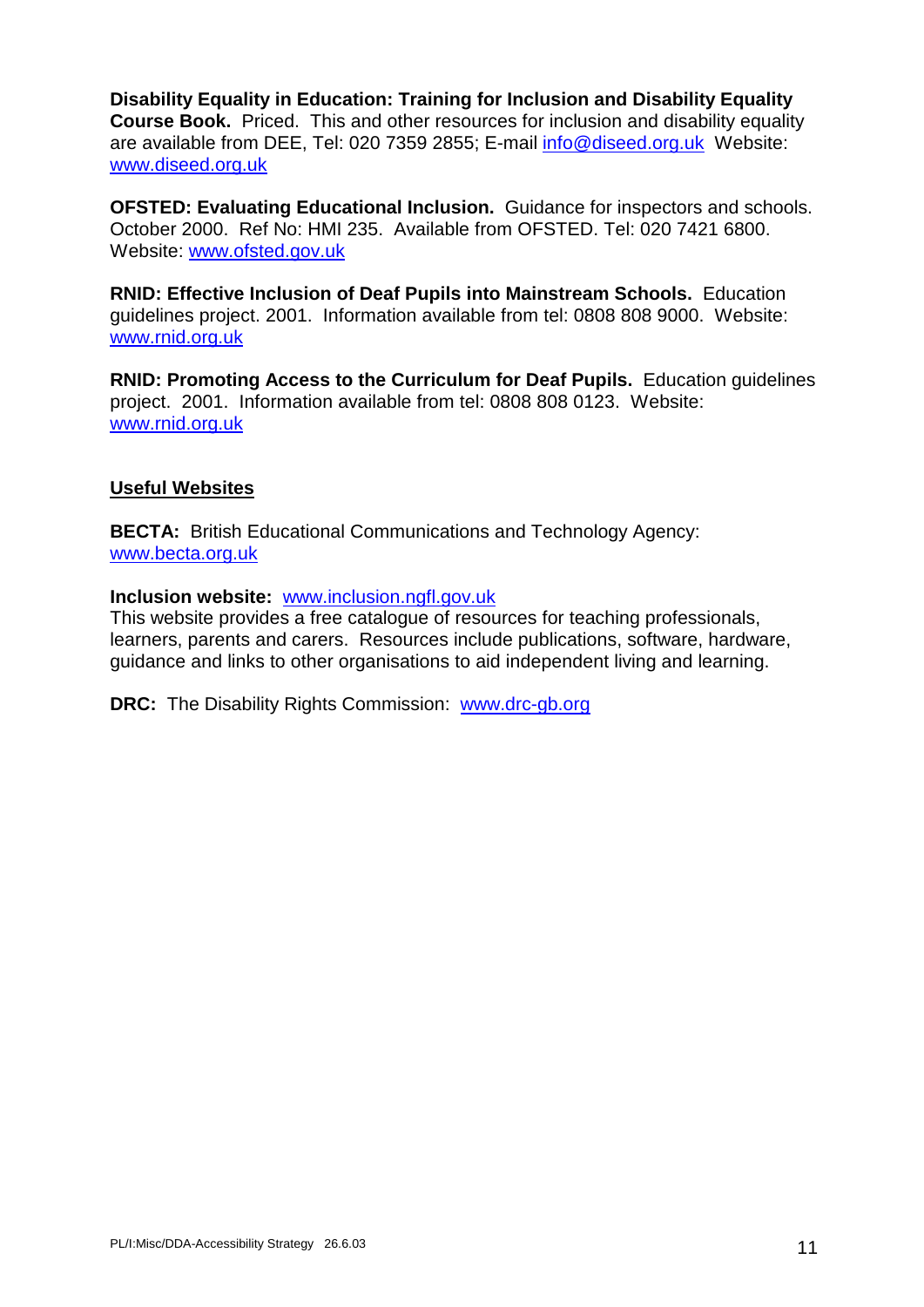**Disability Equality in Education: Training for Inclusion and Disability Equality Course Book.** Priced. This and other resources for inclusion and disability equality are available from DEE, Tel: 020 7359 2855; E-mail info@diseed.org.uk Website: www.diseed.org.uk

**OFSTED: Evaluating Educational Inclusion.** Guidance for inspectors and schools. October 2000. Ref No: HMI 235. Available from OFSTED. Tel: 020 7421 6800. Website: www.ofsted.gov.uk

**RNID: Effective Inclusion of Deaf Pupils into Mainstream Schools.** Education guidelines project. 2001. Information available from tel: 0808 808 9000. Website: www.rnid.org.uk

**RNID: Promoting Access to the Curriculum for Deaf Pupils.** Education guidelines project. 2001. Information available from tel: 0808 808 0123. Website: www.rnid.org.uk

## Useful Websites

**BECTA:** British Educational Communications and Technology Agency: www.becta.org.uk

**Inclusion website:** www.inclusion.ngfl.gov.uk
This website provides a free catalogue of resources for teaching professionals, learners, parents and carers. Resources include publications, software, hardware, guidance and links to other organisations to aid independent living and learning.

**DRC:** The Disability Rights Commission: www.drc-gb.org